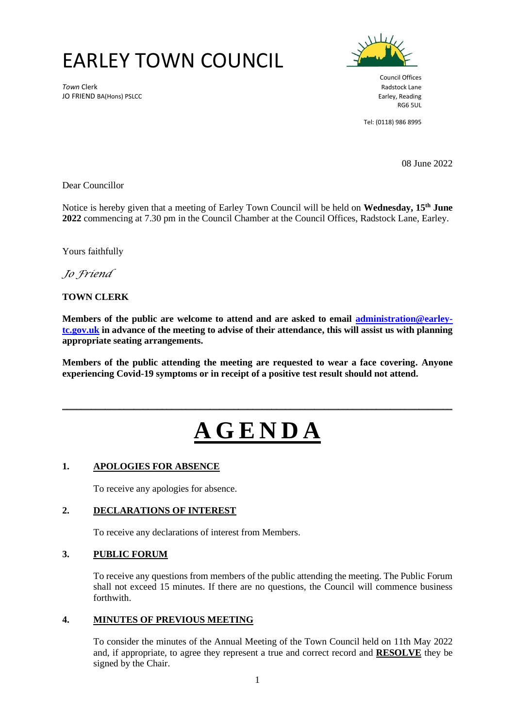# EARLEY TOWN COUNCIL

*Town* Clerk
JO FRIEND BA(Hons) PSLCC

Council Offices
Radstock Lane
Earley, Reading
RG6 5UL

Tel: (0118) 986 8995

08 June 2022

Dear Councillor

Notice is hereby given that a meeting of Earley Town Council will be held on **Wednesday, 15th June 2022** commencing at 7.30 pm in the Council Chamber at the Council Offices, Radstock Lane, Earley.

Yours faithfully

*Jo Friend*

**TOWN CLERK**

**Members of the public are welcome to attend and are asked to email administration@earley-tc.gov.uk in advance of the meeting to advise of their attendance, this will assist us with planning appropriate seating arrangements.**

**Members of the public attending the meeting are requested to wear a face covering. Anyone experiencing Covid-19 symptoms or in receipt of a positive test result should not attend.**

---

# AGENDA

## 1. APOLOGIES FOR ABSENCE

To receive any apologies for absence.

## 2. DECLARATIONS OF INTEREST

To receive any declarations of interest from Members.

## 3. PUBLIC FORUM

To receive any questions from members of the public attending the meeting. The Public Forum shall not exceed 15 minutes. If there are no questions, the Council will commence business forthwith.

## 4. MINUTES OF PREVIOUS MEETING

To consider the minutes of the Annual Meeting of the Town Council held on 11th May 2022 and, if appropriate, to agree they represent a true and correct record and **RESOLVE** they be signed by the Chair.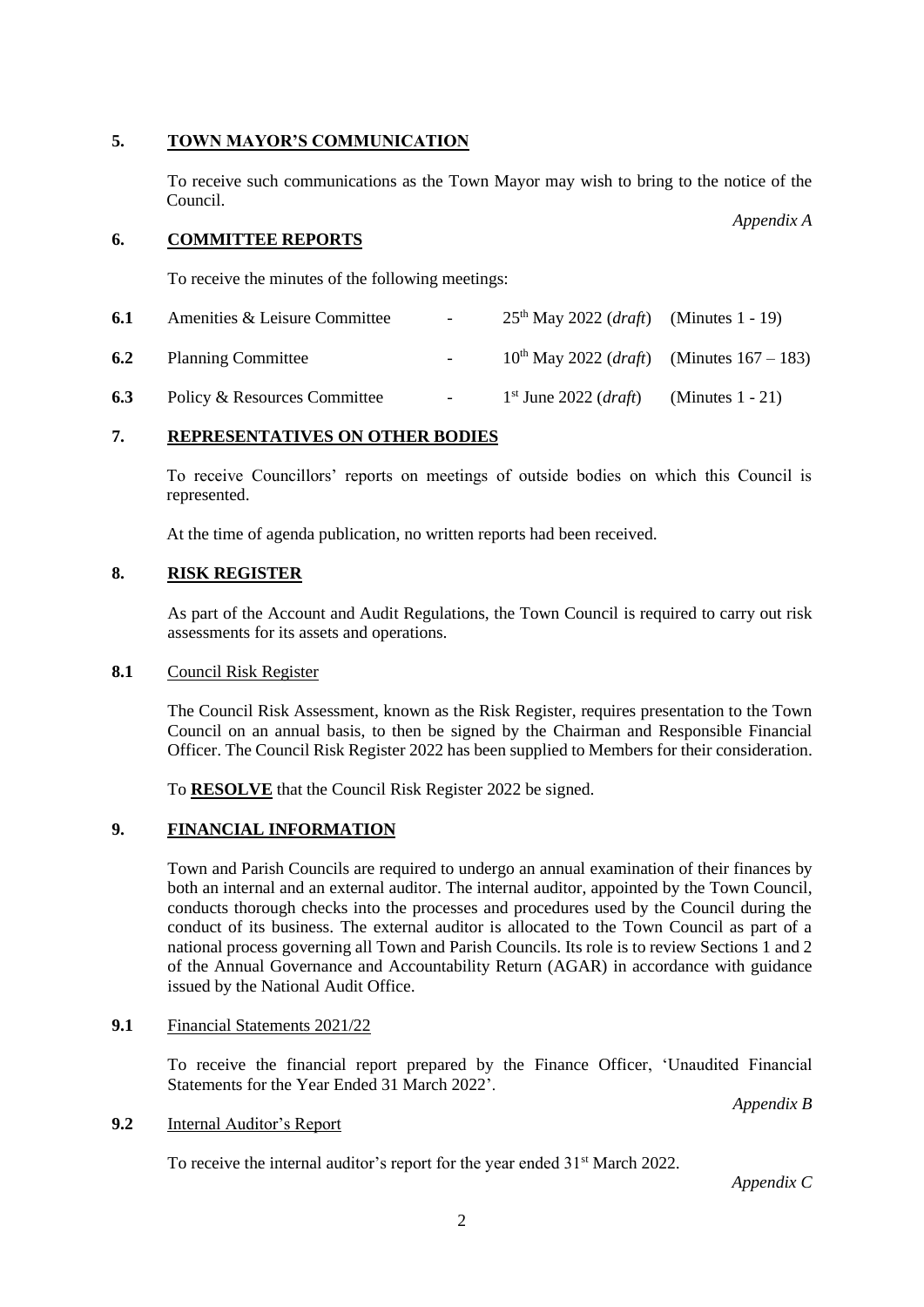## 5. TOWN MAYOR'S COMMUNICATION

To receive such communications as the Town Mayor may wish to bring to the notice of the Council.

*Appendix A*

## 6. COMMITTEE REPORTS

To receive the minutes of the following meetings:

| | | | | |
|---|---|---|---|---|
| **6.1** | Amenities & Leisure Committee | - | 25th May 2022 (*draft*) | (Minutes 1 - 19) |
| **6.2** | Planning Committee | - | 10th May 2022 (*draft*) | (Minutes 167 – 183) |
| **6.3** | Policy & Resources Committee | - | 1st June 2022 (*draft*) | (Minutes 1 - 21) |

## 7. REPRESENTATIVES ON OTHER BODIES

To receive Councillors' reports on meetings of outside bodies on which this Council is represented.

At the time of agenda publication, no written reports had been received.

## 8. RISK REGISTER

As part of the Account and Audit Regulations, the Town Council is required to carry out risk assessments for its assets and operations.

**8.1** Council Risk Register

The Council Risk Assessment, known as the Risk Register, requires presentation to the Town Council on an annual basis, to then be signed by the Chairman and Responsible Financial Officer. The Council Risk Register 2022 has been supplied to Members for their consideration.

To **RESOLVE** that the Council Risk Register 2022 be signed.

## 9. FINANCIAL INFORMATION

Town and Parish Councils are required to undergo an annual examination of their finances by both an internal and an external auditor. The internal auditor, appointed by the Town Council, conducts thorough checks into the processes and procedures used by the Council during the conduct of its business. The external auditor is allocated to the Town Council as part of a national process governing all Town and Parish Councils. Its role is to review Sections 1 and 2 of the Annual Governance and Accountability Return (AGAR) in accordance with guidance issued by the National Audit Office.

**9.1** Financial Statements 2021/22

To receive the financial report prepared by the Finance Officer, 'Unaudited Financial Statements for the Year Ended 31 March 2022'.

*Appendix B*

**9.2** Internal Auditor's Report

To receive the internal auditor's report for the year ended 31st March 2022.

*Appendix C*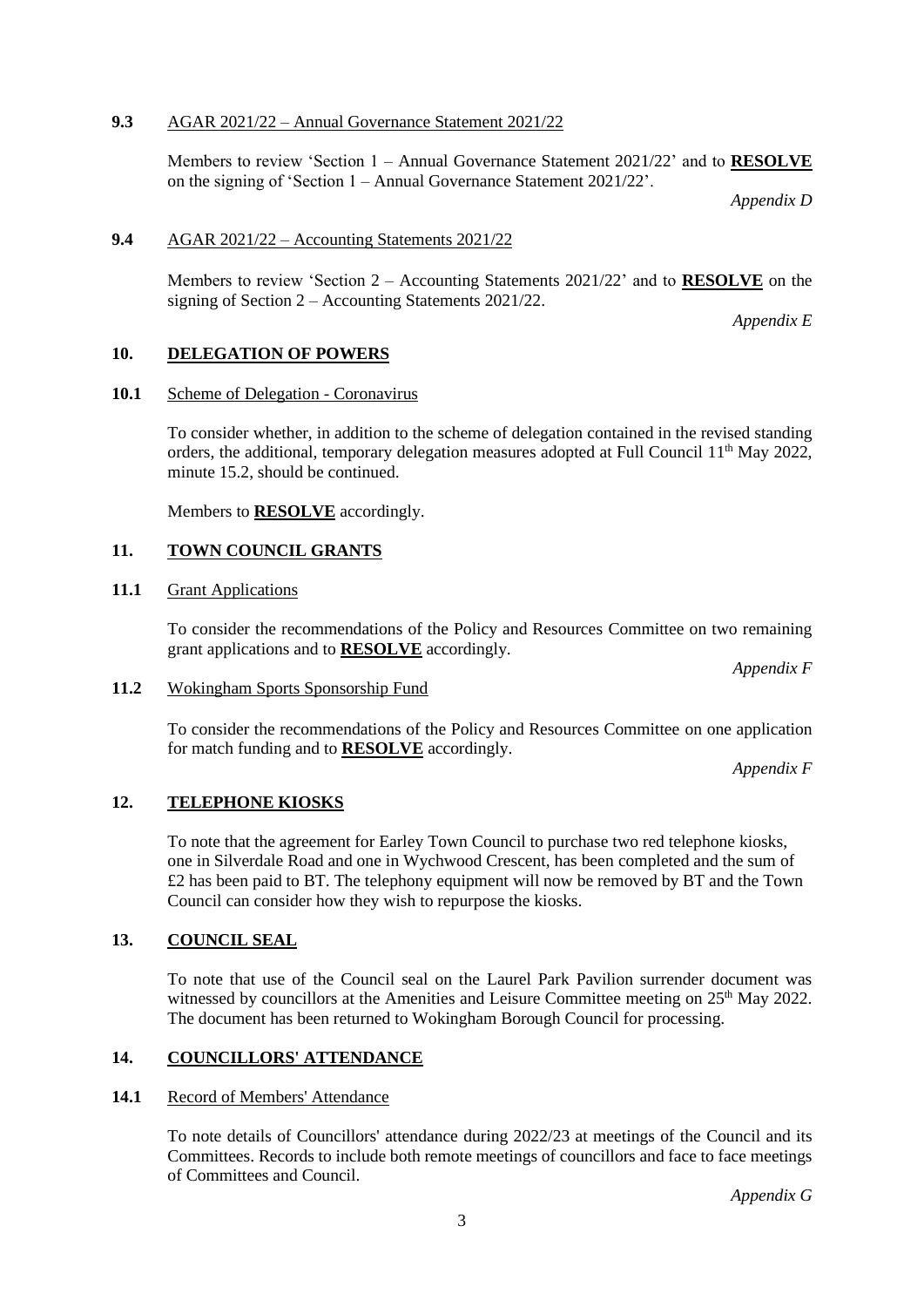**9.3** AGAR 2021/22 – Annual Governance Statement 2021/22

Members to review 'Section 1 – Annual Governance Statement 2021/22' and to **RESOLVE** on the signing of 'Section 1 – Annual Governance Statement 2021/22'.

*Appendix D*

**9.4** AGAR 2021/22 – Accounting Statements 2021/22

Members to review 'Section 2 – Accounting Statements 2021/22' and to **RESOLVE** on the signing of Section 2 – Accounting Statements 2021/22.

*Appendix E*

## 10. DELEGATION OF POWERS

**10.1** Scheme of Delegation - Coronavirus

To consider whether, in addition to the scheme of delegation contained in the revised standing orders, the additional, temporary delegation measures adopted at Full Council 11th May 2022, minute 15.2, should be continued.

Members to **RESOLVE** accordingly.

## 11. TOWN COUNCIL GRANTS

**11.1** Grant Applications

To consider the recommendations of the Policy and Resources Committee on two remaining grant applications and to **RESOLVE** accordingly.

*Appendix F*

**11.2** Wokingham Sports Sponsorship Fund

To consider the recommendations of the Policy and Resources Committee on one application for match funding and to **RESOLVE** accordingly.

*Appendix F*

## 12. TELEPHONE KIOSKS

To note that the agreement for Earley Town Council to purchase two red telephone kiosks, one in Silverdale Road and one in Wychwood Crescent, has been completed and the sum of £2 has been paid to BT. The telephony equipment will now be removed by BT and the Town Council can consider how they wish to repurpose the kiosks.

## 13. COUNCIL SEAL

To note that use of the Council seal on the Laurel Park Pavilion surrender document was witnessed by councillors at the Amenities and Leisure Committee meeting on 25th May 2022. The document has been returned to Wokingham Borough Council for processing.

## 14. COUNCILLORS' ATTENDANCE

**14.1** Record of Members' Attendance

To note details of Councillors' attendance during 2022/23 at meetings of the Council and its Committees. Records to include both remote meetings of councillors and face to face meetings of Committees and Council.

*Appendix G*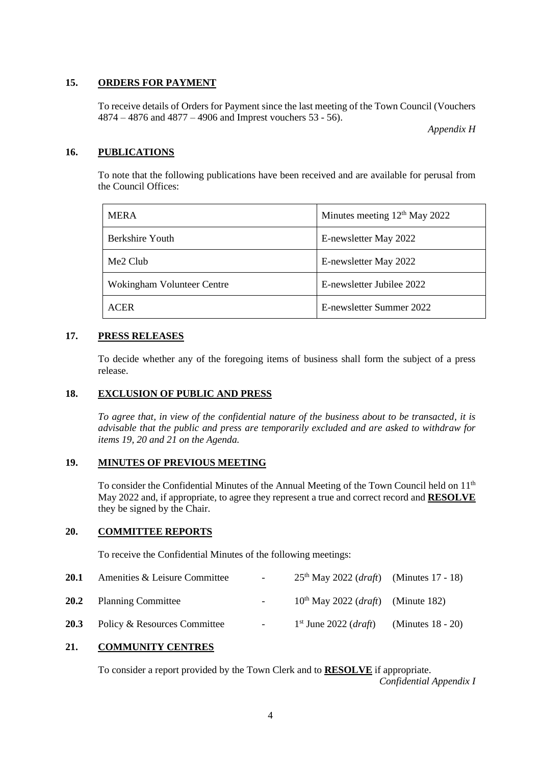## 15. ORDERS FOR PAYMENT

To receive details of Orders for Payment since the last meeting of the Town Council (Vouchers 4874 – 4876 and 4877 – 4906 and Imprest vouchers 53 - 56).

*Appendix H*

## 16. PUBLICATIONS

To note that the following publications have been received and are available for perusal from the Council Offices:

| | |
|---|---|
| MERA | Minutes meeting 12th May 2022 |
| Berkshire Youth | E-newsletter May 2022 |
| Me2 Club | E-newsletter May 2022 |
| Wokingham Volunteer Centre | E-newsletter Jubilee 2022 |
| ACER | E-newsletter Summer 2022 |

## 17. PRESS RELEASES

To decide whether any of the foregoing items of business shall form the subject of a press release.

## 18. EXCLUSION OF PUBLIC AND PRESS

*To agree that, in view of the confidential nature of the business about to be transacted, it is advisable that the public and press are temporarily excluded and are asked to withdraw for items 19, 20 and 21 on the Agenda.*

## 19. MINUTES OF PREVIOUS MEETING

To consider the Confidential Minutes of the Annual Meeting of the Town Council held on 11th May 2022 and, if appropriate, to agree they represent a true and correct record and **RESOLVE** they be signed by the Chair.

## 20. COMMITTEE REPORTS

To receive the Confidential Minutes of the following meetings:

| | | | | |
|---|---|---|---|---|
| **20.1** | Amenities & Leisure Committee | - | 25th May 2022 (*draft*) | (Minutes 17 - 18) |
| **20.2** | Planning Committee | - | 10th May 2022 (*draft*) | (Minute 182) |
| **20.3** | Policy & Resources Committee | - | 1st June 2022 (*draft*) | (Minutes 18 - 20) |

## 21. COMMUNITY CENTRES

To consider a report provided by the Town Clerk and to **RESOLVE** if appropriate.

*Confidential Appendix I*